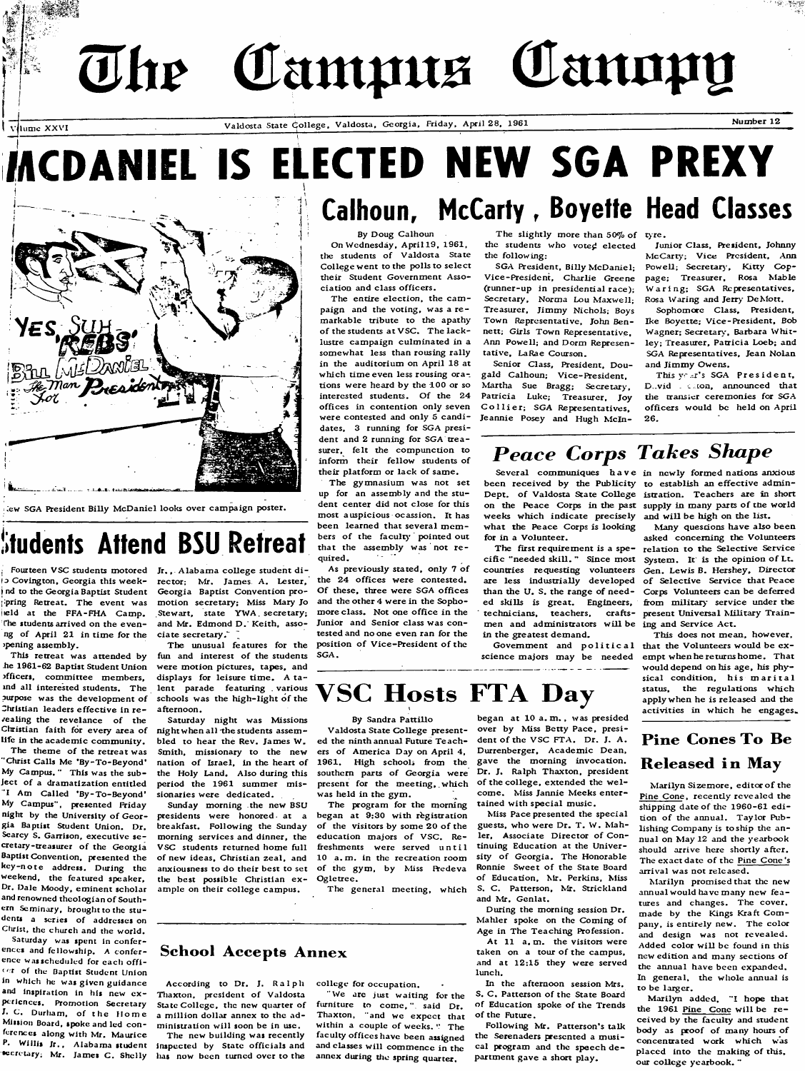# The Campus Canopy

Volume XXVI — Valdosta State College, Valdosta, Georgia, Friday, April 28, 1961 — Number 12

# MCDANIEL IS ELECTED NEW SGA PREXY

New SGA President Billy McDaniel looks over campaign poster.

## Calhoun, McCarty, Boyette Head Classes

By Doug Calhoun

On Wednesday, April 19, 1961, the students of Valdosta State College went to the polls to select their Student Government Association and class officers.

The entire election, the campaign and the voting, was a remarkable tribute to the apathy of the students at VSC. The lack-lustre campaign culminated in a somewhat less than rousing rally in the auditorium on April 18 at which time even less rousing orations were heard by the 100 or so interested students. Of the 24 offices in contention only seven were contested and only 5 candidates, 3 running for SGA president and 2 running for SGA treasurer, felt the compunction to inform their fellow students of their platform or lack of same.

The gymnasium was not set up for an assembly and the student center did not close for this most auspicious ocassion. It has been learned that several members of the faculty pointed out that the assembly was not required.

As previously stated, only 7 of the 24 offices were contested. Of these, three were SGA offices and the other 4 were in the Sophomore class. Not one office in the Junior and Senior class was contested and no one even ran for the position of Vice-President of the SGA.

The slightly more than 50% of the students who voted elected the following:

SGA President, Billy McDaniel; Vice-President, Charlie Greene (runner-up in presidential race); Secretary, Norma Lou Maxwell; Treasurer, Jimmy Nichols; Boys Town Representative, John Bennett; Girls Town Representative, Ann Powell; and Dorm Representative, LaRae Courson.

Senior Class, President, Dougald Calhoun; Vice-President, Martha Sue Bragg; Secretary, Patricia Luke; Treasurer, Joy Collier; SGA Representatives, Jeannie Posey and Hugh McIntyre.

Junior Class, President, Johnny McCarty; Vice President, Ann Powell; Secretary, Kitty Coppage; Treasurer, Rosa Mable Waring; SGA Representatives, Rosa Waring and Jerry DeMott.

Sophomore Class, President, Ike Boyette; Vice-President, Bob Wagner; Secretary, Barbara Whitley; Treasurer, Patricia Loeb; and SGA Representatives, Jean Nolan and Jimmy Owens.

This year's SGA President, D..vid . ..ton, announced that the transfer ceremonies for SGA officers would be held on April 26.

## Students Attend BSU Retreat

Fourteen VSC students motored to Covington, Georgia this weekend to the Georgia Baptist Student Spring Retreat. The event was held at the FFA-FHA Camp. The students arrived on the evening of April 21 in time for the opening assembly.

This retreat was attended by the 1961-62 Baptist Student Union officers, committee members, and all interested students. The purpose was the development of Christian leaders effective in revealing the revelance of the Christian faith for every area of life in the academic community.

The theme of the retreat was "Christ Calls Me 'By-To-Beyond' My Campus." This was the subject of a dramatization entitled "I Am Called 'By-To-Beyond' My Campus", presented Friday night by the University of Georgia Baptist Student Union. Dr. Searcy S. Garrison, executive secretary-treasurer of the Georgia Baptist Convention, presented the key-note address. During the weekend, the featured speaker, Dr. Dale Moody, eminent scholar and renowned theologian of Southern Seminary, brought to the students a series of addresses on Christ, the church and the world.

Saturday was spent in conferences and fellowship. A conference was scheduled for each officer of the Baptist Student Union in which he was given guidance and inspiration in his new experiences. Promotion Secretary J. C. Durham, of the Home Mission Board, spoke and led conferences along with Mr. Maurice P. Willis Jr., Alabama student secretary; Mr. James C. Shelly Jr., Alabama college student director; Mr. James A. Lester, Georgia Baptist Convention promotion secretary; Miss Mary Jo Stewart, state YWA secretary; and Mr. Edmond D. Keith, associate secretary.

The unusual features for the fun and interest of the students were motion pictures, tapes, and displays for leisure time. A talent parade featuring various schools was the high-light of the afternoon.

Saturday night was Missions night when all the students assembled to hear the Rev. James W. Smith, missionary to the new nation of Israel, in the heart of the Holy Land. Also during this period the 1961 summer missionaries were dedicated.

Sunday morning the new BSU presidents were honored at a breakfast. Following the Sunday morning services and dinner, the VSC students returned home full of new ideas, Christian zeal, and anxiousness to do their best to set the best possible Christian example on their college campus.

## Peace Corps Takes Shape

Several communiques have been received by the Publicity Dept. of Valdosta State College on the Peace Corps in the past weeks which indicate precisely what the Peace Corps is looking for in a Volunteer.

The first requirement is a specific "needed skill." Since most countries requesting volunteers are less industrially developed than the U. S. the range of needed skills is great. Engineers, technicians, teachers, craftsmen and administrators will be in the greatest demand.

Government and political science majors may be needed in newly formed nations anxious to establish an effective administration. Teachers are in short supply in many parts of the world and will be high on the list.

Many questions have also been asked concerning the Volunteers relation to the Selective Service System. It is the opinion of Lt. Gen. Lewis B. Hershey, Director of Selective Service that Peace Corps Volunteers can be deferred from military service under the present Universal Military Training and Service Act.

This does not mean, however, that the Volunteers would be exempt when he returns home. That would depend on his age, his physical condition, his marital status, the regulations which apply when he is released and the activities in which he engages.

## VSC Hosts FTA Day

By Sandra Pattillo

Valdosta State College presented the ninth annual Future Teachers of America Day on April 4, 1961. High schools from the southern parts of Georgia were present for the meeting, which was held in the gym.

The program for the morning began at 9:30 with registration of the visitors by some 20 of the education majors of VSC. Refreshments were served until 10 a.m. in the recreation room of the gym, by Miss Fredeva Ogletree.

The general meeting, which began at 10 a.m., was presided over by Miss Betty Pace, president of the VSC FTA. Dr. J. A. Durrenberger, Academic Dean, gave the morning invocation. Dr. J. Ralph Thaxton, president of the college, extended the welcome. Miss Jannie Meeks entertained with special music.

Miss Pace presented the special guests, who were Dr. T. W. Mahler, Associate Director of Continuing Education at the University of Georgia. The Honorable Ronnie Sweet of the State Board of Education, Mr. Perkins, Miss S. C. Patterson, Mr. Strickland and Mr. Genlat.

During the morning session Dr. Mahler spoke on the Coming of Age in The Teaching Profession.

At 11 a.m. the visitors were taken on a tour of the campus, and at 12:15 they were served lunch.

In the afternoon session Mrs. S. C. Patterson of the State Board of Education spoke of the Trends of the Future.

Following Mr. Patterson's talk the Serenaders presented a musical program and the speech department gave a short play.

## School Accepts Annex

According to Dr. J. Ralph Thaxton, president of Valdosta State College, the new quarter of a million dollar annex to the administration will soon be in use.

The new building was recently inspected by State officials and has now been turned over to the college for occupation.

"We are just waiting for the furniture to come," said Dr. Thaxton, "and we expect that within a couple of weeks." The faculty offices have been assigned and classes will commence in the annex during the spring quarter.

## Pine Cones To Be Released in May

Marilyn Sizemore, editor of the Pine Cone, recently revealed the shipping date of the 1960-61 edition of the annual. Taylor Publishing Company is to ship the annual on May 12 and the yearbook should arrive here shortly after. The exact date of the Pine Cone's arrival was not released.

Marilyn promised that the new annual would have many new features and changes. The cover, made by the Kings Kraft Company, is entirely new. The color and design was not revealed. Added color will be found in this new edition and many sections of the annual have been expanded. In general, the whole annual is to be larger.

Marilyn added, "I hope that the 1961 Pine Cone will be received by the faculty and student body as proof of many hours of concentrated work which was placed into the making of this, our college yearbook."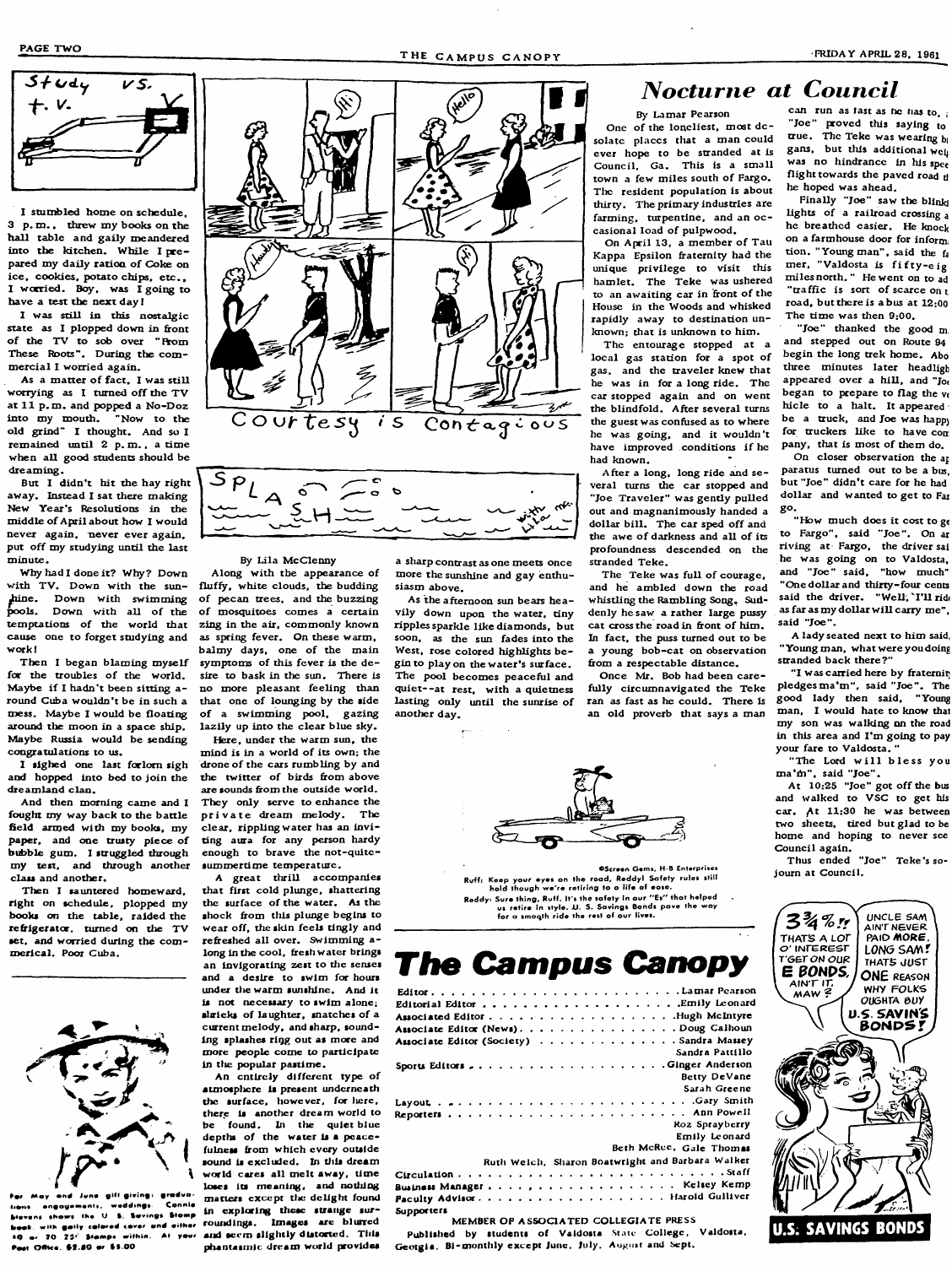## Study vs. T.V.

I stumbled home on schedule, 3 p.m., threw my books on the hall table and gaily meandered into the kitchen. While I prepared my daily ration of Coke on ice, cookies, potato chips, etc., I worried. Boy, was I going to have a test the next day!

I was still in this nostalgic state as I plopped down in front of the TV to sob over "From These Roots". During the commercial I worried again.

As a matter of fact, I was still worrying as I turned off the TV at 11 p.m. and popped a No-Doz into my mouth. "Now to the old grind" I thought. And so I remained until 2 p.m., a time when all good students should be dreaming.

But I didn't hit the hay right away. Instead I sat there making New Year's Resolutions in the middle of April about how I would never again, never ever again, put off my studying until the last minute.

Why had I done it? Why? Down with TV. Down with the sunshine. Down with swimming pools. Down with all of the temptations of the world that cause one to forget studying and work!

Then I began blaming myself for the troubles of the world. Maybe if I hadn't been sitting around Cuba wouldn't be in such a mess. Maybe I would be floating around the moon in a space ship. Maybe Russia would be sending congratulations to us.

I sighed one last forlorn sigh and hopped into bed to join the dreamland clan.

And then morning came and I fought my way back to the battle field armed with my books, my paper, and one trusty piece of bubble gum. I struggled through my test, and through another class and another.

Then I sauntered homeward, right on schedule, plopped my books on the table, raided the refrigerator, turned on the TV set, and worried during the commerical. Poor Cuba.

For May and June gift giving: graduations, engagements, weddings. Connie Stevens shows the U. S. Savings Stamp book with gaily colored cover and either 10 or 20 25¢ Stamps within. At your Post Office. $2.50 or $5.00

Courtesy is Contagious

## Splash — with Lila mc.

By Lila McClenny

Along with the appearance of fluffy, white clouds, the budding of pecan trees, and the buzzing of mosquitoes comes a certain zing in the air, commonly known as spring fever. On these warm, balmy days, one of the main symptoms of this fever is the desire to bask in the sun. There is no more pleasant feeling than that one of lounging by the side of a swimming pool, gazing lazily up into the clear blue sky.

Here, under the warm sun, the mind is in a world of its own; the drone of the cars rumbling by and the twitter of birds from above are sounds from the outside world. They only serve to enhance the private dream melody. The clear, rippling water has an inviting aura for any person hardy enough to brave the not-quite-summertime temperature.

A great thrill accompanies that first cold plunge, shattering the surface of the water. As the shock from this plunge begins to wear off, the skin feels tingly and refreshed all over. Swimming along in the cool, fresh water brings an invigorating zest to the senses and a desire to swim for hours under the warm sunshine. And it is not necessary to swim alone; shrieks of laughter, snatches of a current melody, and sharp, sounding splashes ring out as more and more people come to participate in the popular pastime.

An entirely different type of atmosphere is present underneath the surface, however, for here, there is another dream world to be found. In the quiet blue depths of the water is a peacefulness from which every outside sound is excluded. In this dream world cares all melt away, time loses its meaning, and nothing matters except the delight found in exploring these strange surroundings. Images are blurred and seem slightly distorted. This phantasmic dream world provides a sharp contrast as one meets once more the sunshine and gay enthusiasm above.

As the afternoon sun bears heavily down upon the water, tiny ripples sparkle like diamonds, but soon, as the sun fades into the West, rose colored highlights begin to play on the water's surface. The pool becomes peaceful and quiet--at rest, with a quietness lasting only until the sunrise of another day.

©Screen Gems, H-B Enterprises

Ruff: Keep your eyes on the road, Reddy! Safety rules still hold though we're retiring to a life of ease.

Reddy: Sure thing, Ruff. It's the safety in our "Ex" that helped us retire in style. U. S. Savings Bonds pave the way for a smooth ride the rest of our lives.

# Nocturne at Council

By Lamar Pearson

One of the loneliest, most desolate places that a man could ever hope to be stranded at is Council, Ga. This is a small town a few miles south of Fargo. The resident population is about thirty. The primary industries are farming, turpentine, and an occasional load of pulpwood.

On April 13, a member of Tau Kappa Epsilon fraternity had the unique privilege to visit this hamlet. The Teke was ushered to an awaiting car in front of the House in the Woods and whisked rapidly away to destination unknown; that is unknown to him.

The entourage stopped at a local gas station for a spot of gas, and the traveler knew that he was in for a long ride. The car stopped again and on went the blindfold. After several turns the guest was confused as to where he was going, and it wouldn't have improved conditions if he had known.

After a long, long ride and several turns the car stopped and "Joe Traveler" was gently pulled out and magnanimously handed a dollar bill. The car sped off and the awe of darkness and all of its profoundness descended on the stranded Teke.

The Teke was full of courage, and he ambled down the road whistling the Rambling Song. Suddenly he saw a rather large pussy cat cross the road in front of him. In fact, the puss turned out to be a young bob-cat on observation from a respectable distance.

Once Mr. Bob had been carefully circumnavigated the Teke ran as fast as he could. There is an old proverb that says a man can run as fast as he has to, "Joe" proved this saying to true. The Teke was wearing b gans, but this additional wei was no hindrance in his spee flight towards the paved road t he hoped was ahead.

Finally "Joe" saw the blink lights of a railroad crossing a he breathed easier. He knock on a farmhouse door for informa tion. "Young man", said the fa mer, "Valdosta is fifty-eig miles north." He went on to ad "traffic is sort of scarce on t road, but there is a bus at 12:00 The time was then 9:00.

"Joe" thanked the good m and stepped out on Route 94 begin the long trek home. Abo three minutes later headligh appeared over a hill, and "Jo began to prepare to flag the ve hicle to a halt. It appeared be a truck, and Joe was happ for truckers like to have com pany, that is most of them do.

On closer observation the ap paratus turned out to be a bus, but "Joe" didn't care for he had dollar and wanted to get to Far go.

"How much does it cost to g to Fargo", said "Joe". On ar riving at Fargo, the driver sai he was going on to Valdosta, and "Joe" said, "how much" "One dollar and thirty-four cents said the driver. "Well, I'll rid as far as my dollar will carry me", said "Joe".

A lady seated next to him said, "Young man, what were you doing stranded back there?"

"I was carried here by fraternity pledges ma'm", said "Joe". The good lady then said, "Young man, I would hate to know that my son was walking on the road in this area and I'm going to pay your fare to Valdosta."

"The Lord will bless you ma'm", said "Joe".

At 10:25 "Joe" got off the bus and walked to VSC to get his car. At 11:30 he was between two sheets, tired but glad to be home and hoping to never see Council again.

Thus ended "Joe" Teke's sojourn at Council.

3¾%!! THAT'S A LOT O' INTEREST T'GET ON OUR E BONDS, AIN'T IT, MAW? — UNCLE SAM AIN'T NEVER PAID MORE, LONG SAM! THAT'S JUST ONE REASON WHY FOLKS OUGHTA BUY U.S. SAVIN'S BONDS!

U.S. SAVINGS BONDS

# The Campus Canopy

| | |
|---|---|
| Editor | Lamar Pearson |
| Editorial Editor | Emily Leonard |
| Associated Editor | Hugh McIntyre |
| Associate Editor (News) | Doug Calhoun |
| Associate Editor (Society) | Sandra Massey |
| | Sandra Pattillo |
| Sports Editors | Ginger Anderson |
| | Betty DeVane |
| | Sarah Greene |
| Layout | Gary Smith |
| Reporters | Ann Powell |
| | Roz Sprayberry |
| | Emily Leonard |
| | Beth McRee, Gale Thomas |
| | Ruth Welch, Sharon Boatwright and Barbara Walker |
| Circulation | Staff |
| Business Manager | Kelsey Kemp |
| Faculty Advisor | Harold Gulliver |
| Supporters | |

MEMBER OF ASSOCIATED COLLEGIATE PRESS

Published by students of Valdosta State College, Valdosta, Georgia. Bi-monthly except June, July, August and Sept.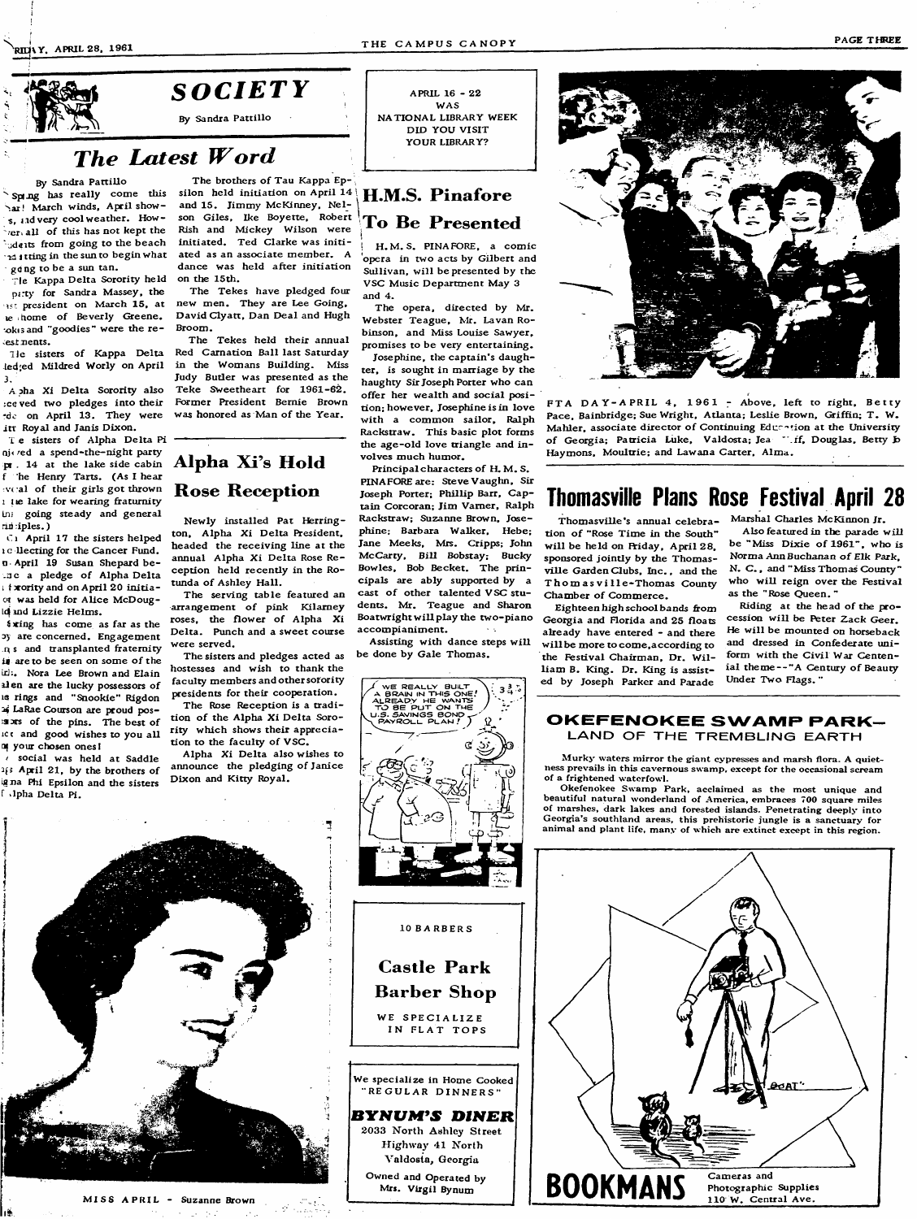# SOCIETY

By Sandra Pattillo

## The Latest Word

By Sandra Pattillo

Spring has really come this year! March winds, April showers, and very cool weather. However, all of this has not kept the students from going to the beach and sitting in the sun to begin what is going to be a sun tan.

The Kappa Delta Sorority held a party for Sandra Massey, the past president on March 15, at the home of Beverly Greene. Cokes and "goodies" were the refreshments.

The sisters of Kappa Delta pledged Mildred Worly on April 3.

Alpha Xi Delta Sorority also received two pledges into their order on April 13. They were Kitt Royal and Janis Dixon.

The sisters of Alpha Delta Pi enjoyed a spend-the-night party Apr. 14 at the lake side cabin of the Henry Tarts. (As I hear several of their girls got thrown in the lake for wearing fraturnity pins, going steady and general principles.)

On April 17 the sisters helped in collecting for the Cancer Fund. On April 19 Susan Shepard became a pledge of Alpha Delta Pi sorority and on April 20 initiation was held for Alice McDougald and Lizzie Helms.

Spring has come as far as the boys are concerned. Engagement rings and transplanted fraternity pins are to be seen on some of the girls. Nora Lee Brown and Elain Allen are the lucky possessors of the rings and "Snookie" Rigdon and LaRae Courson are proud possessors of the pins. The best of luck and good wishes to you all on your chosen ones!

A social was held at Saddle Bags April 21, by the brothers of Sigma Phi Epsilon and the sisters of Alpha Delta Pi.

The brothers of Tau Kappa Epsilon held initiation on April 14 and 15. Jimmy McKinney, Nelson Giles, Ike Boyette, Robert Rish and Mickey Wilson were initiated. Ted Clarke was initiated as an associate member. A dance was held after initiation on the 15th.

The Tekes have pledged four new men. They are Lee Going, David Clyatt, Dan Deal and Hugh Broom.

The Tekes held their annual Red Carnation Ball last Saturday in the Womans Building. Miss Judy Butler was presented as the Teke Sweetheart for 1961-62. Former President Bernie Brown was honored as Man of the Year.

## Alpha Xi's Hold Rose Reception

Newly installed Pat Herrington, Alpha Xi Delta President, headed the receiving line at the annual Alpha Xi Delta Rose Reception held recently in the Rotunda of Ashley Hall.

The serving table featured an arrangement of pink Kilarney roses, the flower of Alpha Xi Delta. Punch and a sweet course were served.

The sisters and pledges acted as hostesses and wish to thank the faculty members and other sorority presidents for their cooperation.

The Rose Reception is a tradition of the Alpha Xi Delta Sorority which shows their appreciation to the faculty of VSC.

Alpha Xi Delta also wishes to announce the pledging of Janice Dixon and Kitty Royal.

MISS APRIL - Suzanne Brown

APRIL 16 - 22
WAS
NATIONAL LIBRARY WEEK
DID YOU VISIT
YOUR LIBRARY?

## H.M.S. Pinafore To Be Presented

H.M.S. PINAFORE, a comic opera in two acts by Gilbert and Sullivan, will be presented by the VSC Music Department May 3 and 4.

The opera, directed by Mr. Webster Teague, Mr. Lavan Robinson, and Miss Louise Sawyer, promises to be very entertaining.

Josephine, the captain's daughter, is sought in marriage by the haughty Sir Joseph Porter who can offer her wealth and social position; however, Josephine is in love with a common sailor, Ralph Rackstraw. This basic plot forms the age-old love triangle and involves much humor.

Principal characters of H.M.S. PINAFORE are: Steve Vaughn, Sir Joseph Porter; Phillip Barr, Captain Corcoran; Jim Varner, Ralph Rackstraw; Suzanne Brown, Josephine; Barbara Walker, Hebe; Jane Meeks, Mrs. Cripps; John McCarty, Bill Bobstay; Bucky Bowles, Bob Becket. The principals are ably supported by a cast of other talented VSC students. Mr. Teague and Sharon Boatwright will play the two-piano accompaniment.

Assisting with dance steps will be done by Gale Thomas.

WE REALLY BUILT A BRAIN IN THIS ONE! ALREADY HE WANTS TO BE PUT ON THE U.S. SAVINGS BOND PAYROLL PLAN!

10 BARBERS

**Castle Park Barber Shop**

WE SPECIALIZE IN FLAT TOPS

We specialize in Home Cooked "REGULAR DINNERS"

***BYNUM'S DINER***
2033 North Ashley Street
Highway 41 North
Valdosta, Georgia

Owned and Operated by
Mrs. Virgil Bynum

FTA DAY-APRIL 4, 1961 - Above, left to right, Betty Pace, Bainbridge; Sue Wright, Atlanta; Leslie Brown, Griffin; T. W. Mahler, associate director of Continuing Education at the University of Georgia; Patricia Luke, Valdosta; Jea ..iff, Douglas, Betty Jo Haymons, Moultrie; and Lawana Carter, Alma.

## Thomasville Plans Rose Festival April 28

Thomasville's annual celebration of "Rose Time in the South" will be held on Friday, April 28, sponsored jointly by the Thomasville Garden Clubs, Inc., and the Thomasville-Thomas County Chamber of Commerce.

Eighteen high school bands from Georgia and Florida and 25 floats already have entered - and there will be more to come, according to the Festival Chairman, Dr. William B. King. Dr. King is assisted by Joseph Parker and Parade Marshal Charles McKinnon Jr.

Also featured in the parade will be "Miss Dixie of 1961", who is Norma Ann Buchanan of Elk Park, N. C., and "Miss Thomas County" who will reign over the Festival as the "Rose Queen."

Riding at the head of the procession will be Peter Zack Geer. He will be mounted on horseback and dressed in Confederate uniform with the Civil War Centennial theme--"A Century of Beauty Under Two Flags."

## OKEFENOKEE SWAMP PARK— LAND OF THE TREMBLING EARTH

Murky waters mirror the giant cypresses and marsh flora. A quietness prevails in this cavernous swamp, except for the occasional scream of a frightened waterfowl.

Okefenokee Swamp Park, acclaimed as the most unique and beautiful natural wonderland of America, embraces 700 square miles of marshes, dark lakes and forested islands. Penetrating deeply into Georgia's southland areas, this prehistoric jungle is a sanctuary for animal and plant life, many of which are extinct except in this region.

**BOOKMANS**

Cameras and Photographic Supplies
110 W. Central Ave.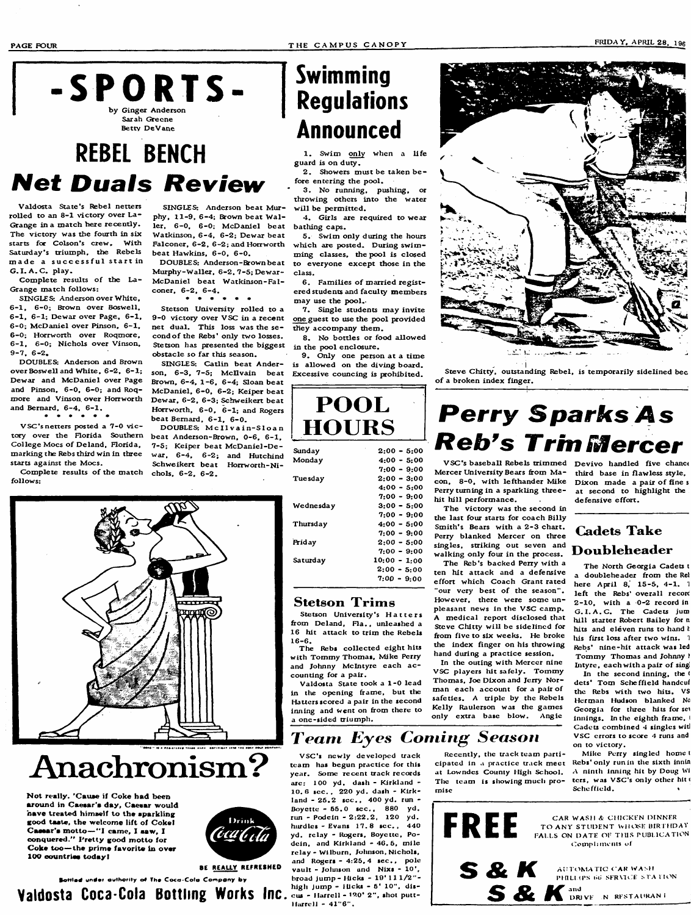# -SPORTS-

by Ginger Anderson
Sarah Greene
Betty DeVane

## REBEL BENCH

## *Net Duals Review*

Valdosta State's Rebel netters rolled to an 8-1 victory over LaGrange in a match here recently. The victory was the fourth in six starts for Colson's crew. With Saturday's triumph, the Rebels made a successful start in G.I.A.C. play.

Complete results of the LaGrange match follows:

SINGLES: Anderson over White, 6-1, 6-0; Brown over Boswell, 6-1, 6-1; Dewar over Page, 6-1, 6-0; McDaniel over Pinson, 6-1, 6-0; Horrworth over Roqmore, 6-1, 6-0; Nichols over Vinson, 9-7, 6-2.

DOUBLES: Anderson and Brown over Boswell and White, 6-2, 6-1; Dewar and McDaniel over Page and Pinson, 6-0, 6-0; and Roqmore and Vinson over Horrworth and Bernard, 6-4, 6-1.

\* \* \* \* \* \*

VSC's netters posted a 7-0 victory over the Florida Southern College Mocs of Deland, Florida, marking the Rebs third win in three starts against the Mocs.

Complete results of the match follows:

SINGLES: Anderson beat Murphy, 11-9, 6-4; Brown beat Waller, 6-0, 6-0; McDaniel beat Watkinson, 6-4, 6-2; Dewar beat Falconer, 6-2, 6-2; and Horrworth beat Hawkins, 6-0, 6-0.

DOUBLES: Anderson-Brown beat Murphy-Waller, 6-2, 7-5; Dewar-McDaniel beat Watkinson-Falconer, 6-2, 6-4.

\* \* \* \* \* \*

Stetson University rolled to a 9-0 victory over VSC in a recent net dual. This loss was the second of the Rebs' only two losses. Stetson has presented the biggest obstacle so far this season.

SINGLES: Catlin beat Anderson, 6-3, 7-5; McIlvain beat Brown, 6-4, 1-6, 6-4; Sloan beat McDaniel, 6-0, 6-2; Keiper beat Dewar, 6-2, 6-3; Schweikert beat Horrworth, 6-0, 6-1; and Rogers beat Bernard, 6-1, 6-0.

DOUBLES: McIlvain-Sloan beat Anderson-Brown, 0-6, 6-1, 7-5; Keiper beat McDaniel-Dewar, 6-4, 6-2; and Hutchind Schweikert beat Horrworth-Nichols, 6-2, 6-2.

# Anachronism?

Not really. 'Cause if Coke had been around in Caesar's day, Caesar would have treated himself to the sparkling good taste, the welcome lift of Coke! Caesar's motto—"I came, I saw, I conquered." Pretty good motto for Coke too—the prime favorite in over 100 countries today!

Drink Coca-Cola

BE REALLY REFRESHED

Bottled under authority of The Coca-Cola Company by

**Valdosta Coca-Cola Bottling Works Inc.**

## Swimming Regulations Announced

1. Swim only when a life guard is on duty.
2. Showers must be taken before entering the pool.
3. No running, pushing, or throwing others into the water will be permitted.
4. Girls are required to wear bathing caps.
5. Swim only during the hours which are posted. During swimming classes, the pool is closed to everyone except those in the class.
6. Families of married registered students and faculty members may use the pool.
7. Single students may invite one guest to use the pool provided they accompany them.
8. No bottles or food allowed in the pool enclosure.
9. Only one person at a time is allowed on the diving board. Excessive councing is prohibited.

## POOL HOURS

| | |
|---|---|
| Sunday | 2:00 - 5:00 |
| Monday | 4:00 - 5:00 |
| | 7:00 - 9:00 |
| Tuesday | 2:00 - 3:00 |
| | 4:00 - 5:00 |
| | 7:00 - 9:00 |
| Wednesday | 3:00 - 5:00 |
| | 7:00 - 9:00 |
| Thursday | 4:00 - 5:00 |
| | 7:00 - 9:00 |
| Friday | 2:00 - 5:00 |
| | 7:00 - 9:00 |
| Saturday | 10:00 - 1:00 |
| | 2:00 - 5:00 |
| | 7:00 - 9:00 |

### Stetson Trims

Stetson University's Hatters from Deland, Fla., unleashed a 16 hit attack to trim the Rebels 16-6.

The Rebs collected eight hits with Tommy Thomas, Mike Perry and Johnny McIntyre each accounting for a pair.

Valdosta State took a 1-0 lead in the opening frame, but the Hatters scored a pair in the second inning and went on from there to a one-sided triumph.

## *Team Eyes Coming Season*

VSC's newly developed track team has begun practice for this year. Some recent track records are: 100 yd. dash - Kirkland - 10.6 sec., 220 yd. dash - Kirkland - 25.2 sec., 400 yd. run - Boyette - 55.0 sec., 880 yd. run - Podein - 2:22.2, 120 yd. hurdles - Evans 17.8 sec., 440 yd. relay - Rogers, Boyette, Podein, and Kirkland - 46.6, mile relay - Wilburn, Johnson, Nichols, and Rogers - 4:25.4 sec., pole vault - Johnson and Nixs - 10', broad jump - Hicks - 19' 11 1/2", high jump - Hicks - 5' 10", discus - Harrell - 120' 2", shot putt - Harrell - 41"6".

Recently, the track team participated in a practice track meet at Lowndes County High School. The team is showing much promise

Steve Chitty, outstanding Rebel, is temporarily sidelined bec of a broken index finger.

## *Perry Sparks As Reb's Trim Mercer*

VSC's baseball Rebels trimmed Mercer University Bears from Macon, 8-0, with lefthander Mike Perry turning in a sparkling three-hit hill performance.

The victory was the second in the last four starts for coach Billy Smith's Bears with a 2-3 chart. Perry blanked Mercer on three singles, striking out seven and walking only four in the process.

The Reb's backed Perry with a ten hit attack and a defensive effort which Coach Grant rated "our very best of the season". However, there were some unpleasant news in the VSC camp. A medical report disclosed that Steve Chitty will be sidelined for from five to six weeks. He broke the index finger on his throwing hand during a practice session.

In the outing with Mercer nine VSC players hit safely. Tommy Thomas, Joe Dixon and Jerry Norman each account for a pair of safeties. A triple by the Rebels Kelly Raulerson was the games only extra base blow. Angie Devivo handled five chance third base in flawless style, Dixon made a pair of fine s at second to highlight the defensive effort.

### Cadets Take Doubleheader

The North Georgia Cadets t a doubleheader from the Rel here April 8, 15-5, 4-1. T left the Rebs' overall record 2-10, with a 0-2 record in G.I.A.C. The Cadets jum hill starter Robert Bailey for n hits and eleven runs to hand h his first loss after two wins. T Rebs' nine-hit attack was led Tommy Thomas and Johnny M Intyre, each with a pair of sing

In the second inning, the C dets' Tom Scheffield handcuf the Rebs with two hits. VS Herman Hudson blanked No Georgia for three hits for se innings. In the eighth frame, Cadets combined 4 singles wit VSC errors to score 4 runs and on to victory.

Mike Perry singled home t Rebs' only run in the sixth innin A ninth inning hit by Doug Wi ters, was VSC's only other hit Scheffield.

**FREE**

CAR WASH & CHICKEN DINNER TO ANY STUDENT WHOSE BIRTHDAY FALLS ON DATE OF THIS PUBLICATION Compliments of

**S & K** AUTOMATIC CAR WASH PHILLIPS 66 SERVICE STATION

and

**S & K** DRIVE IN RESTAURANT